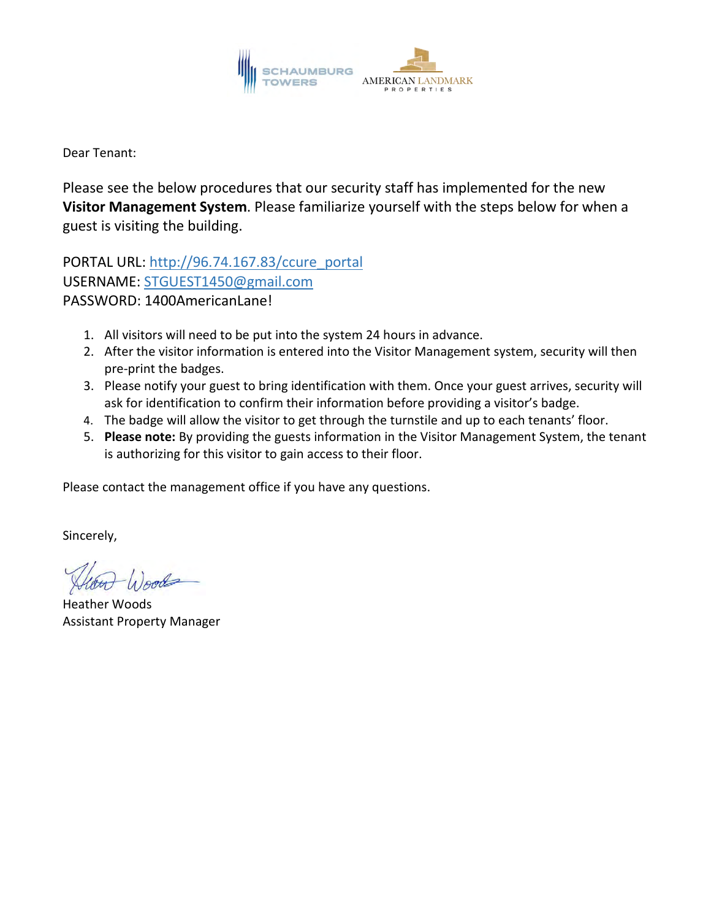SCHAUMBURG TOWERS

AMERICAN LANDMARK PROPERTIES

Dear Tenant:

Please see the below procedures that our security staff has implemented for the new **Visitor Management System**. Please familiarize yourself with the steps below for when a guest is visiting the building.

PORTAL URL: http://96.74.167.83/ccure_portal
USERNAME: STGUEST1450@gmail.com
PASSWORD: 1400AmericanLane!

1. All visitors will need to be put into the system 24 hours in advance.
2. After the visitor information is entered into the Visitor Management system, security will then pre-print the badges.
3. Please notify your guest to bring identification with them. Once your guest arrives, security will ask for identification to confirm their information before providing a visitor's badge.
4. The badge will allow the visitor to get through the turnstile and up to each tenants' floor.
5. **Please note:** By providing the guests information in the Visitor Management System, the tenant is authorizing for this visitor to gain access to their floor.

Please contact the management office if you have any questions.

Sincerely,

Heather Woods
Assistant Property Manager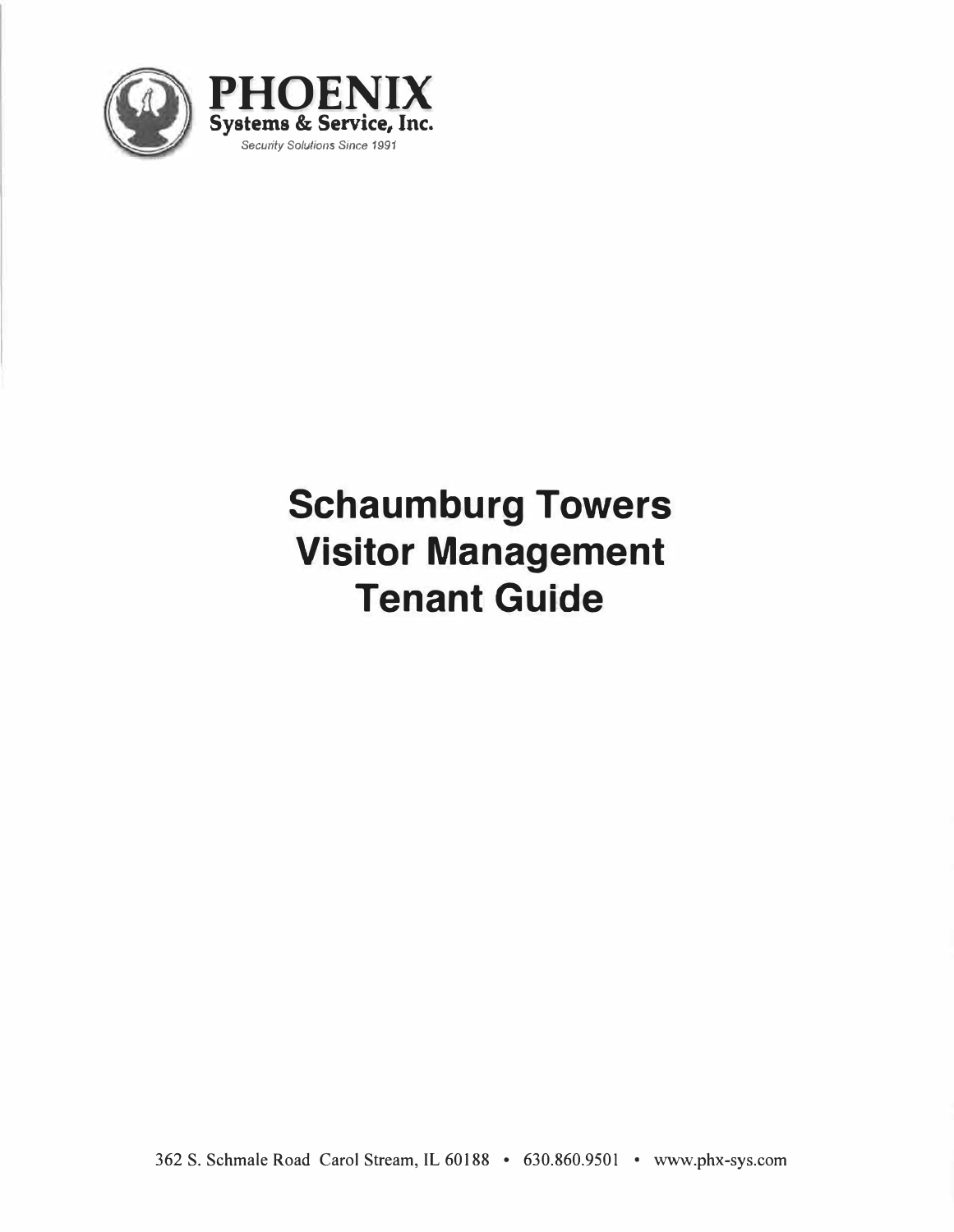**PHOENIX**
**Systems & Service, Inc.**
*Security Solutions Since 1991*

# Schaumburg Towers Visitor Management Tenant Guide

362 S. Schmale Road Carol Stream, IL 60188 • 630.860.9501 • www.phx-sys.com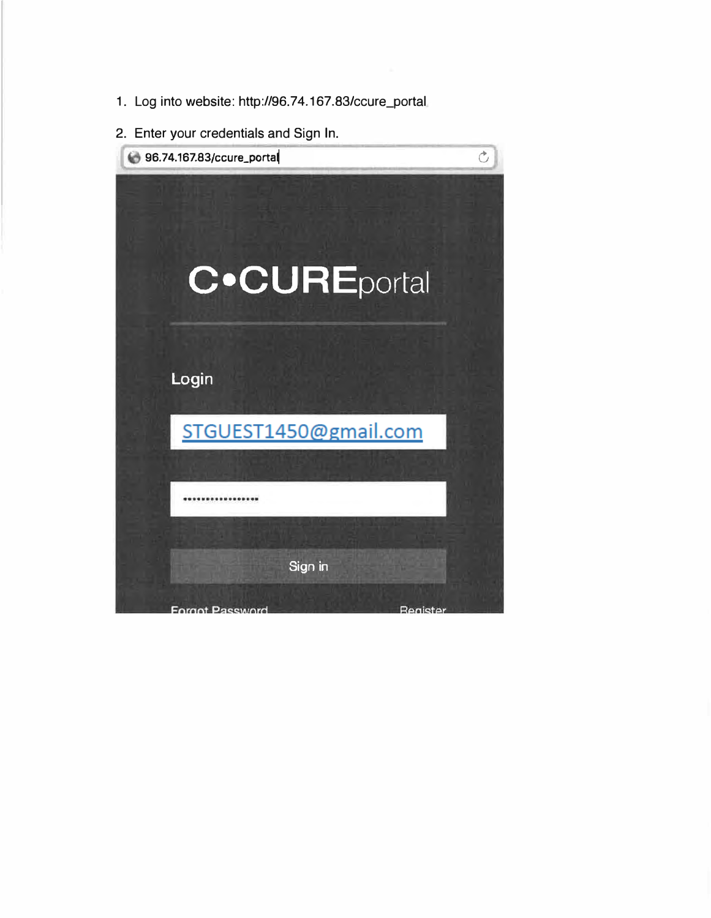1. Log into website: http://96.74.167.83/ccure_portal
2. Enter your credentials and Sign In.

96.74.167.83/ccure_portal

C•CUREportal

Login

STGUEST1450@gmail.com

•••••••••••••••••

Sign in

Forgot Password Register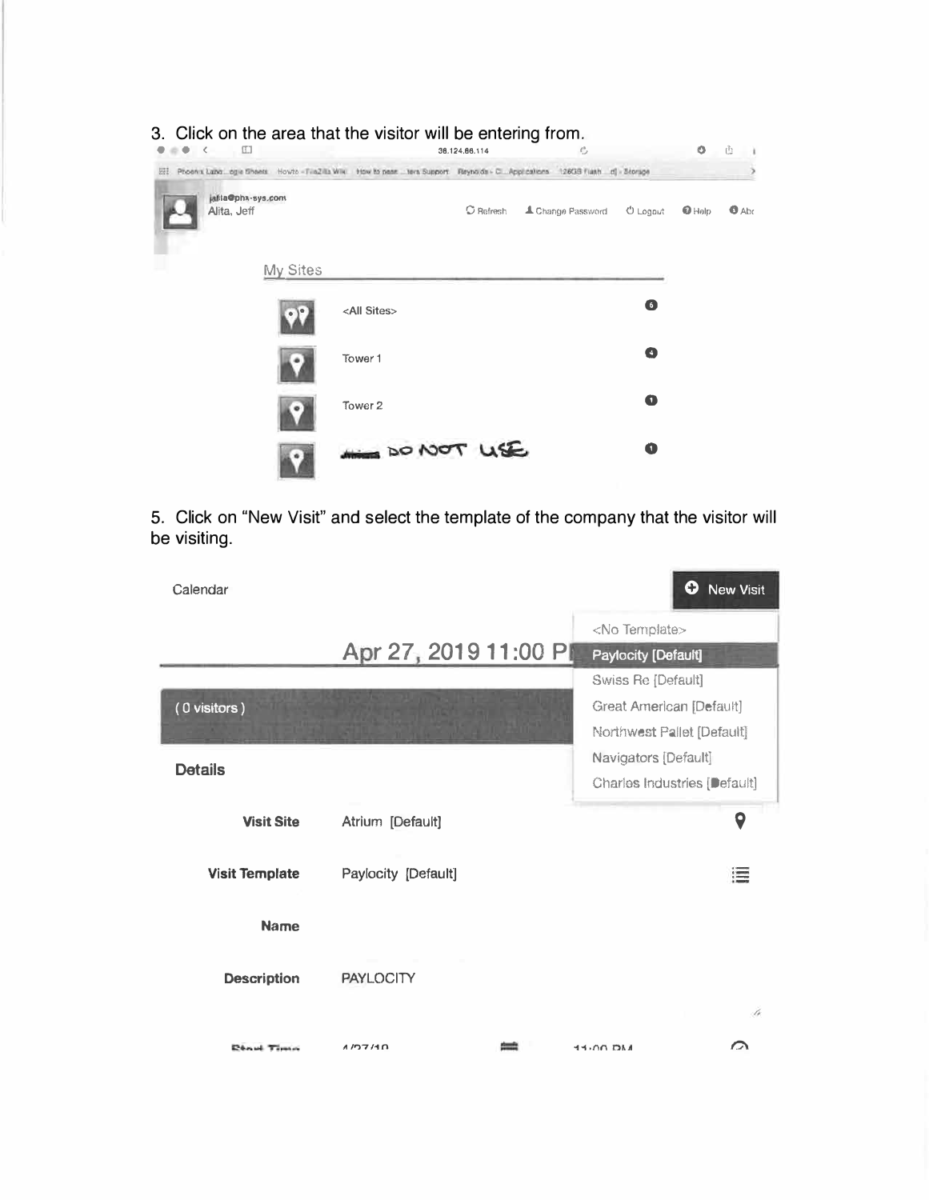3. Click on the area that the visitor will be entering from.

jalita@phx-sys.com
Alita, Jeff

Refresh | Change Password | Logout | Help | Abo

My Sites

| Site | Count |
|---|---|
| <All Sites> | 6 |
| Tower 1 | 4 |
| Tower 2 | 1 |
| DO NOT USE | 1 |

5. Click on "New Visit" and select the template of the company that the visitor will be visiting.

Calendar | New Visit

- <No Template>
- Paylocity [Default]
- Swiss Re [Default]
- Great American [Default]
- Northwest Pallet [Default]
- Navigators [Default]
- Charles Industries [Default]

Apr 27, 2019 11:00 P

( 0 visitors )

**Details**

| | |
|---|---|
| **Visit Site** | Atrium [Default] |
| **Visit Template** | Paylocity [Default] |
| **Name** | |
| **Description** | PAYLOCITY |
| **Start Time** | 4/27/19 11:00 PM |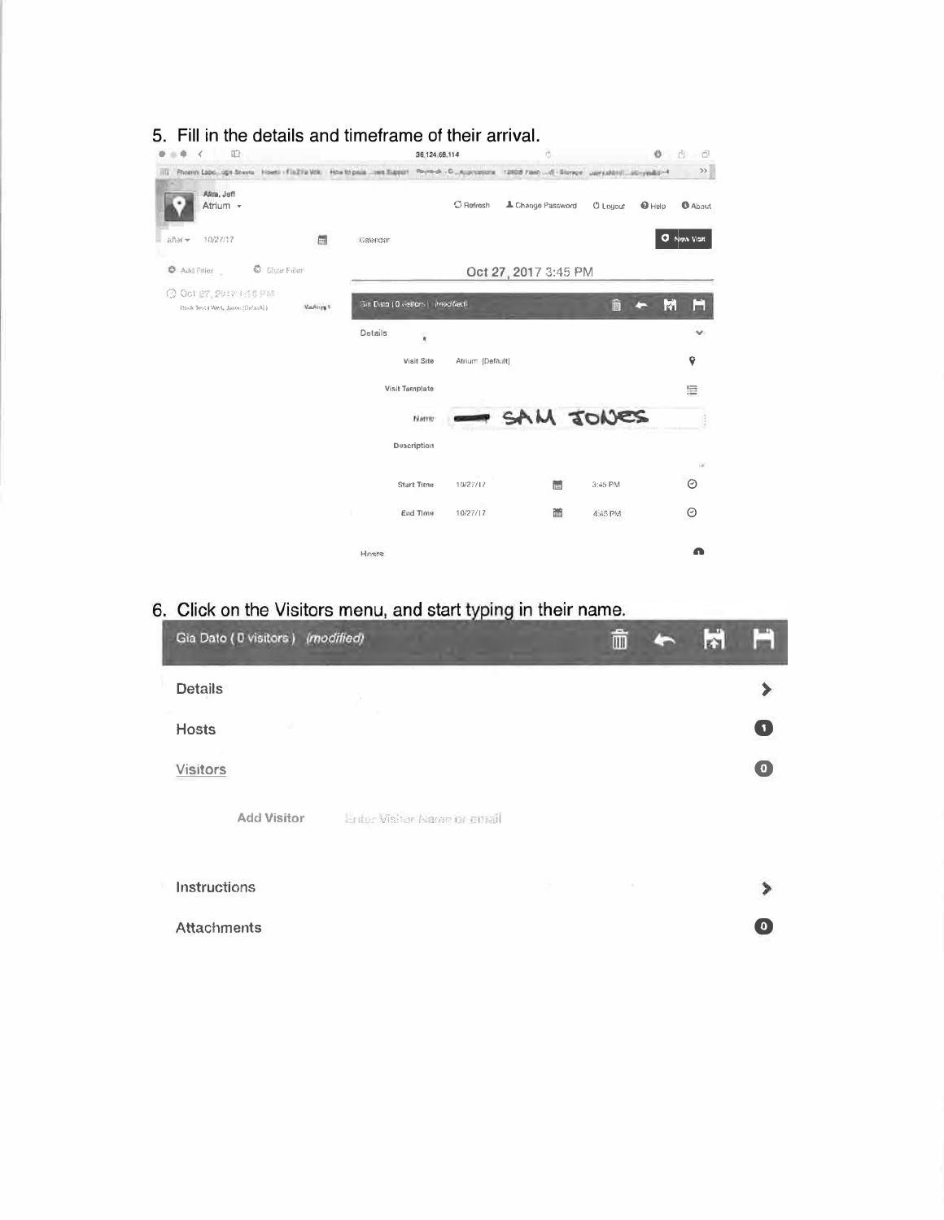5. Fill in the details and timeframe of their arrival.

Atrium

Refresh | Change Password | Logout | Help | About

after 10/27/17 | Calendar | New Visit

Add Filter | Clear Filter

Oct 27, 2017 3:45 PM

Gia Dato ( 0 visitors ) (modified)

Details

| | |
|---|---|
| Visit Site | Atrium [Default] |
| Visit Template | |
| Name | SAM JONES |
| Description | |
| Start Time | 10/27/17 3:45 PM |
| End Time | 10/27/17 4:45 PM |

Hosts

6. Click on the Visitors menu, and start typing in their name.

*Gia Dato ( 0 visitors ) (modified)*

| | |
|---|---|
| Details | |
| Hosts | 1 |
| Visitors | 0 |

Add Visitor: Enter Visitor Name or email

| | |
|---|---|
| Instructions | |
| Attachments | 0 |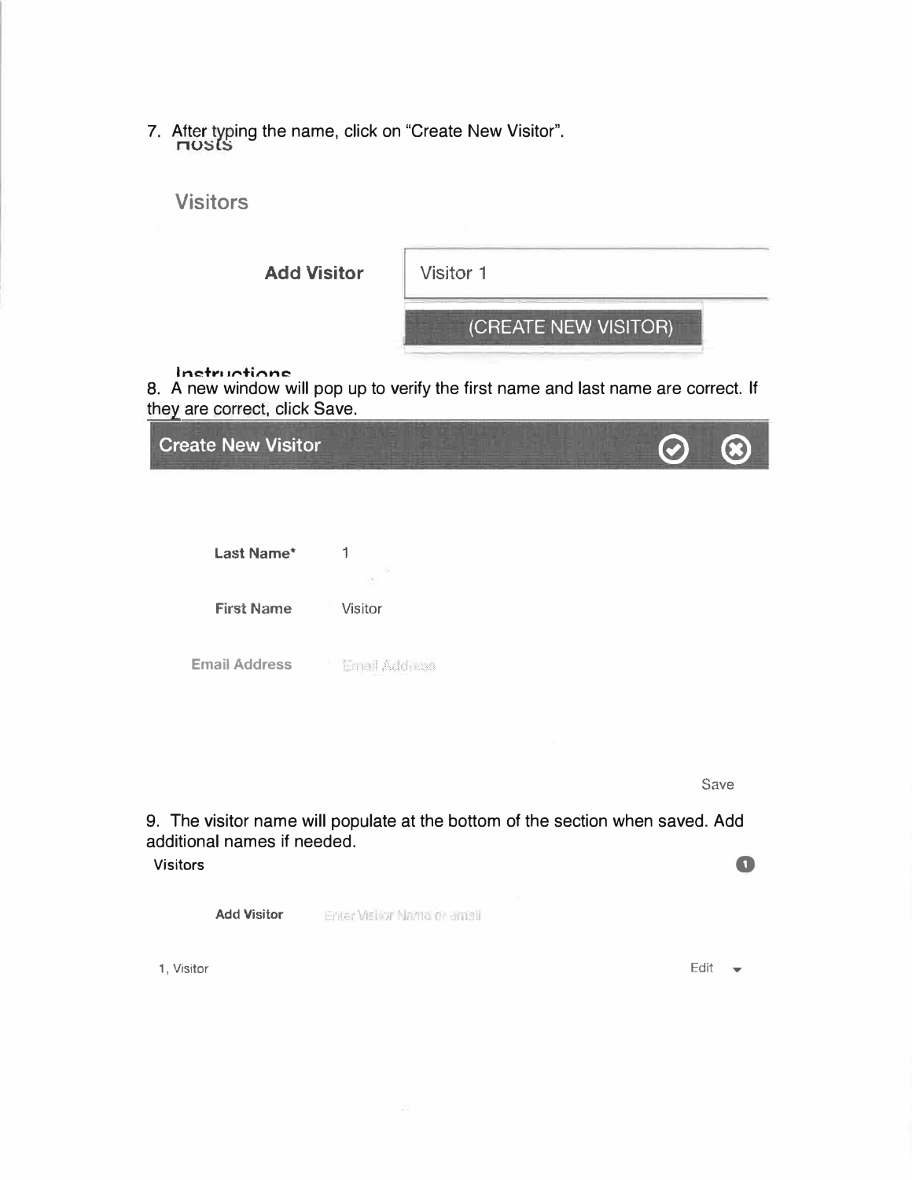7. After typing the name, click on "Create New Visitor".

Visitors

**Add Visitor** Visitor 1

(CREATE NEW VISITOR)

8. A new window will pop up to verify the first name and last name are correct. If they are correct, click Save.

**Create New Visitor**

**Last Name*** 1

**First Name** Visitor

**Email Address** Email Address

Save

9. The visitor name will populate at the bottom of the section when saved. Add additional names if needed.

**Visitors** 1

**Add Visitor** Enter Visitor Name or email

1, Visitor Edit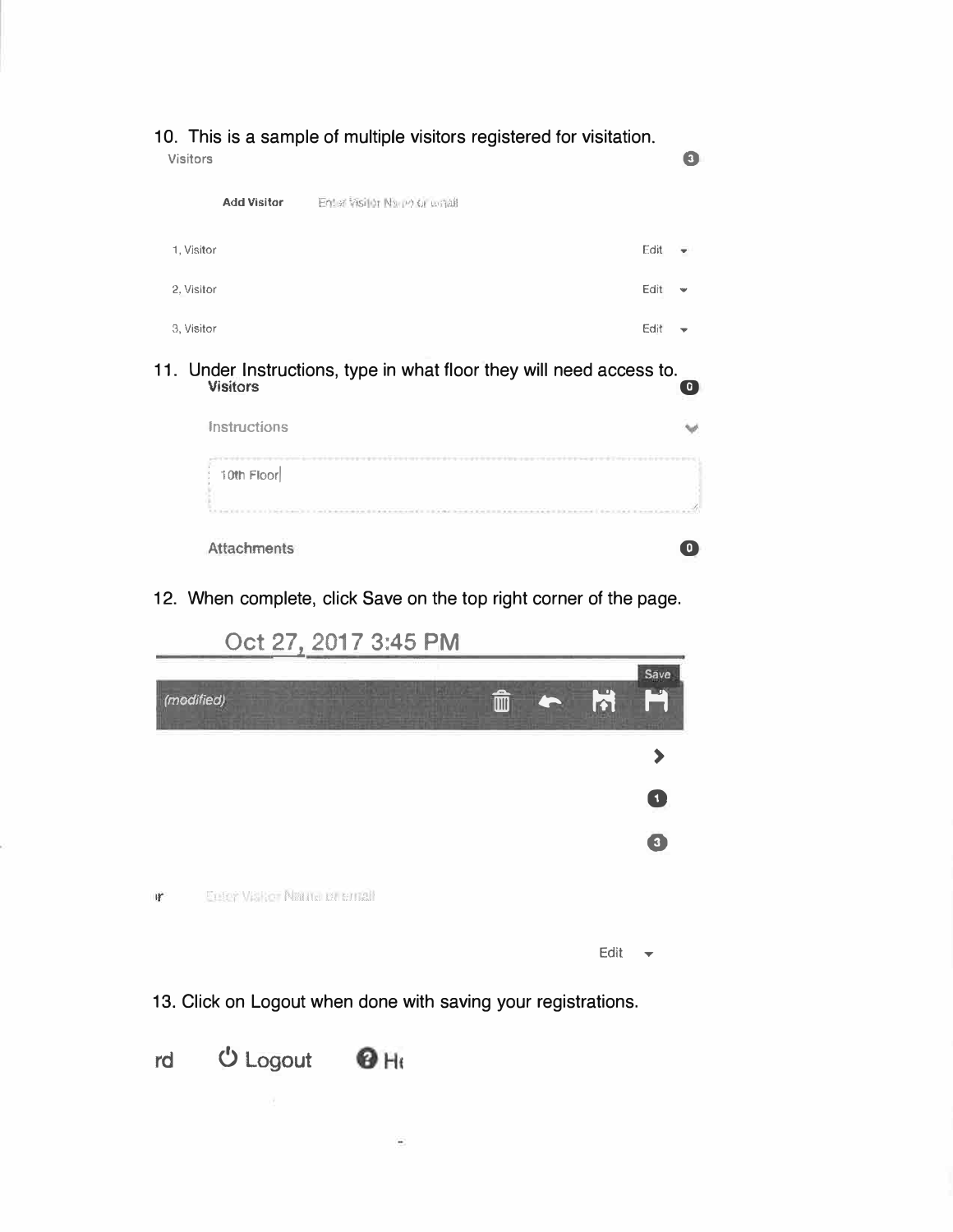10. This is a sample of multiple visitors registered for visitation.

Visitors 3

Add Visitor    Enter Visitor Name or email

1, Visitor    Edit

2, Visitor    Edit

3, Visitor    Edit

11. Under Instructions, type in what floor they will need access to.

Visitors 0

Instructions

10th Floor

Attachments 0

12. When complete, click Save on the top right corner of the page.

Oct 27, 2017 3:45 PM

Save

(modified)

1

3

Enter Visitor Name or email

Edit

13. Click on Logout when done with saving your registrations.

rd    Logout    H